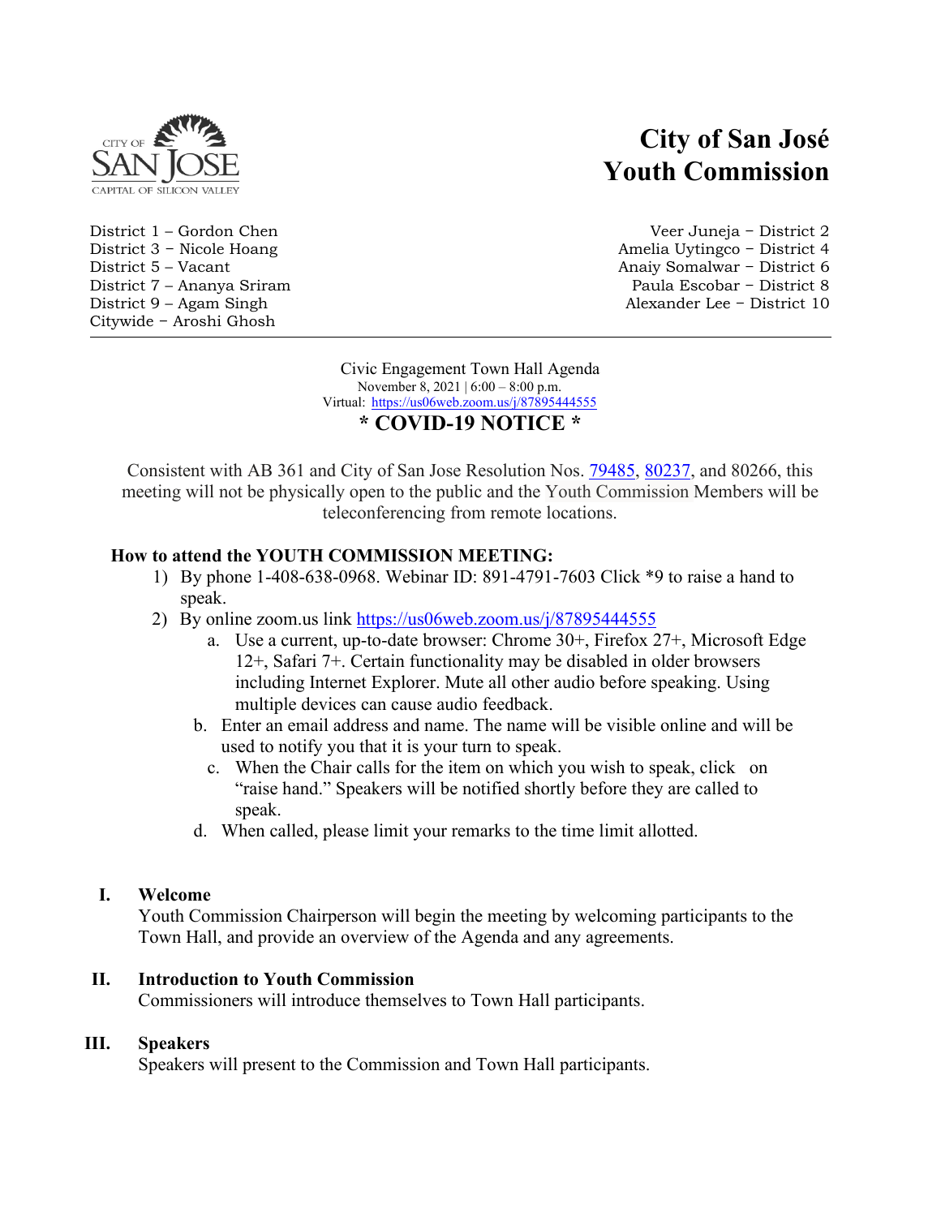# City of San José Youth Commission

District 1 – Gordon Chen
District 3 – Nicole Hoang
District 5 – Vacant
District 7 – Ananya Sriram
District 9 – Agam Singh
Citywide – Aroshi Ghosh

Veer Juneja – District 2
Amelia Uytingco – District 4
Anaiy Somalwar – District 6
Paula Escobar – District 8
Alexander Lee – District 10

---

Civic Engagement Town Hall Agenda
November 8, 2021 | 6:00 – 8:00 p.m.
Virtual: https://us06web.zoom.us/j/87895444555

## * COVID-19 NOTICE *

Consistent with AB 361 and City of San Jose Resolution Nos. 79485, 80237, and 80266, this meeting will not be physically open to the public and the Youth Commission Members will be teleconferencing from remote locations.

**How to attend the YOUTH COMMISSION MEETING:**

1) By phone 1-408-638-0968. Webinar ID: 891-4791-7603 Click *9 to raise a hand to speak.
2) By online zoom.us link https://us06web.zoom.us/j/87895444555
   a. Use a current, up-to-date browser: Chrome 30+, Firefox 27+, Microsoft Edge 12+, Safari 7+. Certain functionality may be disabled in older browsers including Internet Explorer. Mute all other audio before speaking. Using multiple devices can cause audio feedback.
   b. Enter an email address and name. The name will be visible online and will be used to notify you that it is your turn to speak.
   c. When the Chair calls for the item on which you wish to speak, click on "raise hand." Speakers will be notified shortly before they are called to speak.
   d. When called, please limit your remarks to the time limit allotted.

**I. Welcome**
Youth Commission Chairperson will begin the meeting by welcoming participants to the Town Hall, and provide an overview of the Agenda and any agreements.

**II. Introduction to Youth Commission**
Commissioners will introduce themselves to Town Hall participants.

**III. Speakers**
Speakers will present to the Commission and Town Hall participants.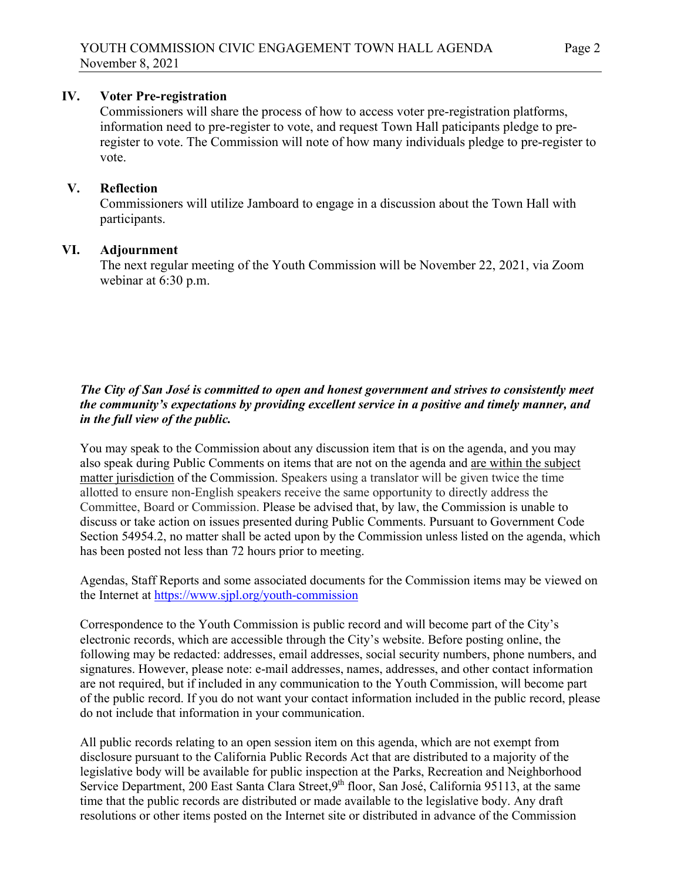## IV. Voter Pre-registration

Commissioners will share the process of how to access voter pre-registration platforms, information need to pre-register to vote, and request Town Hall paticipants pledge to pre-register to vote. The Commission will note of how many individuals pledge to pre-register to vote.

## V. Reflection

Commissioners will utilize Jamboard to engage in a discussion about the Town Hall with participants.

## VI. Adjournment

The next regular meeting of the Youth Commission will be November 22, 2021, via Zoom webinar at 6:30 p.m.

***The City of San José is committed to open and honest government and strives to consistently meet the community's expectations by providing excellent service in a positive and timely manner, and in the full view of the public.***

You may speak to the Commission about any discussion item that is on the agenda, and you may also speak during Public Comments on items that are not on the agenda and are within the subject matter jurisdiction of the Commission. Speakers using a translator will be given twice the time allotted to ensure non-English speakers receive the same opportunity to directly address the Committee, Board or Commission. Please be advised that, by law, the Commission is unable to discuss or take action on issues presented during Public Comments. Pursuant to Government Code Section 54954.2, no matter shall be acted upon by the Commission unless listed on the agenda, which has been posted not less than 72 hours prior to meeting.

Agendas, Staff Reports and some associated documents for the Commission items may be viewed on the Internet at https://www.sjpl.org/youth-commission

Correspondence to the Youth Commission is public record and will become part of the City's electronic records, which are accessible through the City's website. Before posting online, the following may be redacted: addresses, email addresses, social security numbers, phone numbers, and signatures. However, please note: e-mail addresses, names, addresses, and other contact information are not required, but if included in any communication to the Youth Commission, will become part of the public record. If you do not want your contact information included in the public record, please do not include that information in your communication.

All public records relating to an open session item on this agenda, which are not exempt from disclosure pursuant to the California Public Records Act that are distributed to a majority of the legislative body will be available for public inspection at the Parks, Recreation and Neighborhood Service Department, 200 East Santa Clara Street,9th floor, San José, California 95113, at the same time that the public records are distributed or made available to the legislative body. Any draft resolutions or other items posted on the Internet site or distributed in advance of the Commission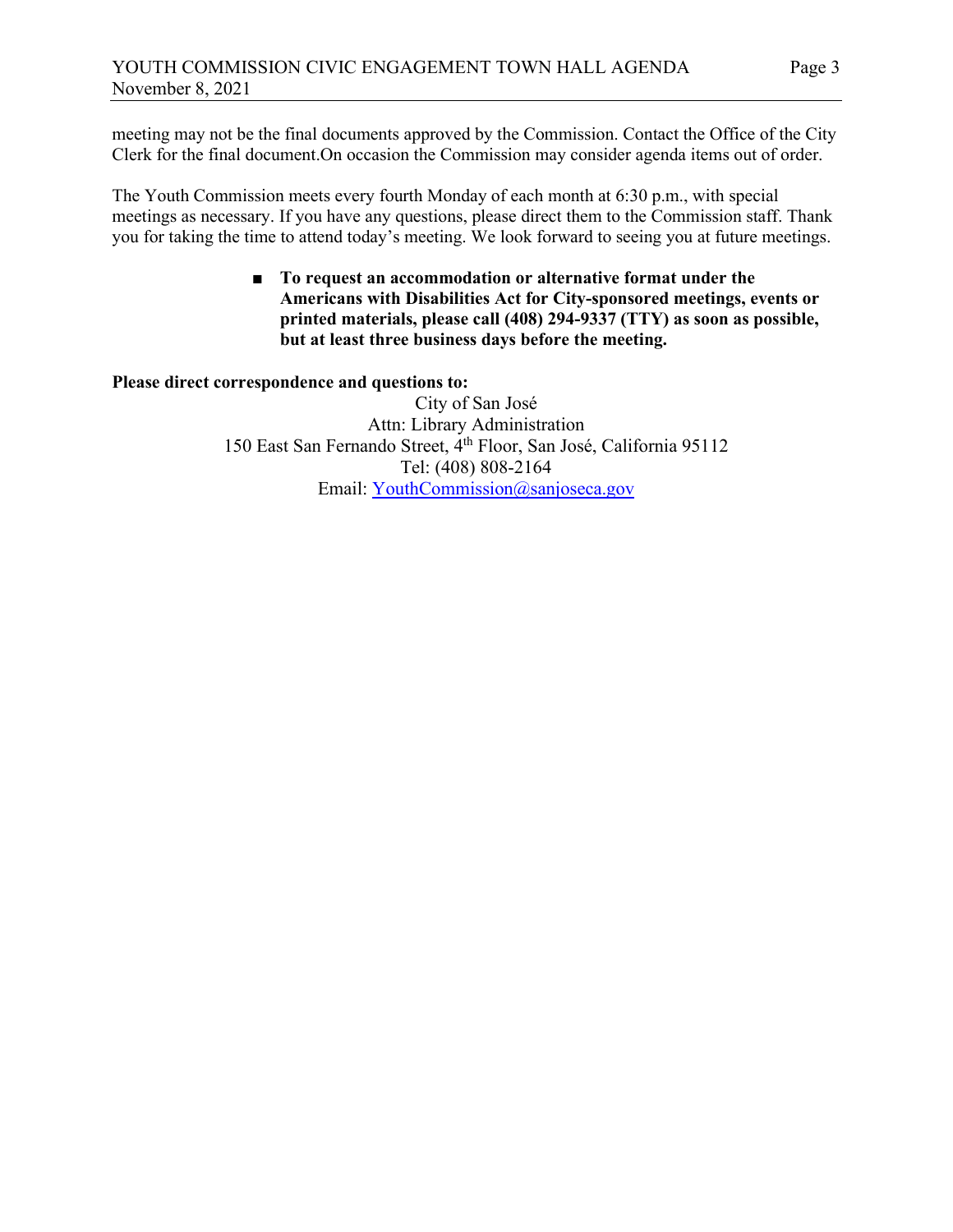meeting may not be the final documents approved by the Commission. Contact the Office of the City Clerk for the final document.On occasion the Commission may consider agenda items out of order.

The Youth Commission meets every fourth Monday of each month at 6:30 p.m., with special meetings as necessary. If you have any questions, please direct them to the Commission staff. Thank you for taking the time to attend today's meeting. We look forward to seeing you at future meetings.

- **To request an accommodation or alternative format under the Americans with Disabilities Act for City-sponsored meetings, events or printed materials, please call (408) 294-9337 (TTY) as soon as possible, but at least three business days before the meeting.**

**Please direct correspondence and questions to:**

City of San José
Attn: Library Administration
150 East San Fernando Street, 4th Floor, San José, California 95112
Tel: (408) 808-2164
Email: YouthCommission@sanjoseca.gov